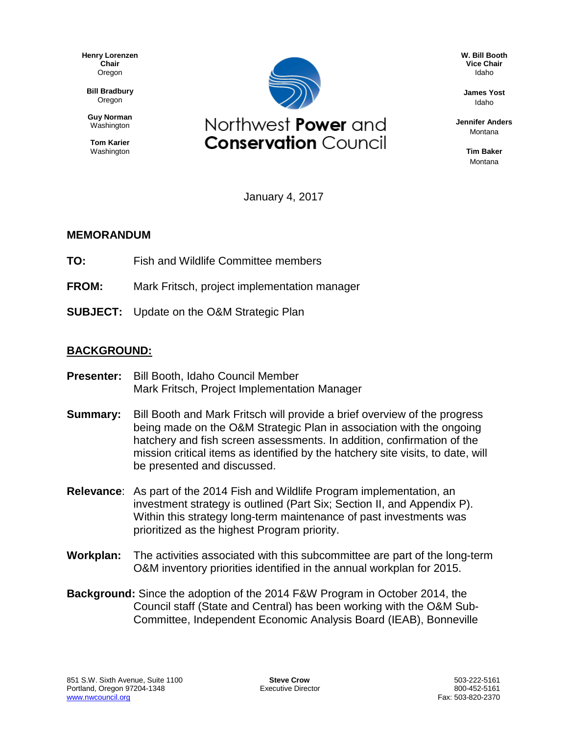Henry Lorenzen
**Chair**
Oregon

**Bill Bradbury**
Oregon

**Guy Norman**
Washington

**Tom Karier**
Washington

# Northwest **Power** and **Conservation** Council

**W. Bill Booth**
**Vice Chair**
Idaho

**James Yost**
Idaho

**Jennifer Anders**
Montana

**Tim Baker**
Montana

January 4, 2017

## MEMORANDUM

**TO:** Fish and Wildlife Committee members

**FROM:** Mark Fritsch, project implementation manager

**SUBJECT:** Update on the O&M Strategic Plan

## BACKGROUND:

**Presenter:** Bill Booth, Idaho Council Member
Mark Fritsch, Project Implementation Manager

**Summary:** Bill Booth and Mark Fritsch will provide a brief overview of the progress being made on the O&M Strategic Plan in association with the ongoing hatchery and fish screen assessments. In addition, confirmation of the mission critical items as identified by the hatchery site visits, to date, will be presented and discussed.

**Relevance**: As part of the 2014 Fish and Wildlife Program implementation, an investment strategy is outlined (Part Six; Section II, and Appendix P). Within this strategy long-term maintenance of past investments was prioritized as the highest Program priority.

**Workplan:** The activities associated with this subcommittee are part of the long-term O&M inventory priorities identified in the annual workplan for 2015.

**Background:** Since the adoption of the 2014 F&W Program in October 2014, the Council staff (State and Central) has been working with the O&M Sub-Committee, Independent Economic Analysis Board (IEAB), Bonneville

851 S.W. Sixth Avenue, Suite 1100
Portland, Oregon 97204-1348
www.nwcouncil.org

**Steve Crow**
Executive Director

503-222-5161
800-452-5161
Fax: 503-820-2370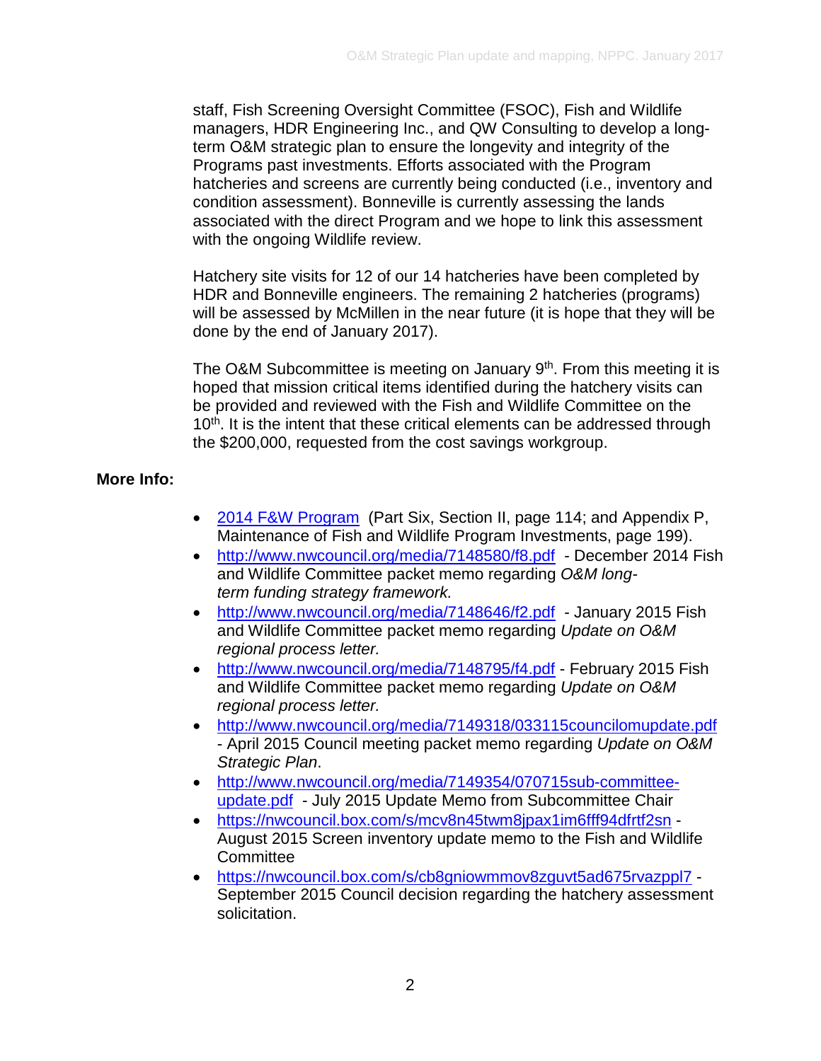staff, Fish Screening Oversight Committee (FSOC), Fish and Wildlife managers, HDR Engineering Inc., and QW Consulting to develop a long-term O&M strategic plan to ensure the longevity and integrity of the Programs past investments. Efforts associated with the Program hatcheries and screens are currently being conducted (i.e., inventory and condition assessment). Bonneville is currently assessing the lands associated with the direct Program and we hope to link this assessment with the ongoing Wildlife review.

Hatchery site visits for 12 of our 14 hatcheries have been completed by HDR and Bonneville engineers. The remaining 2 hatcheries (programs) will be assessed by McMillen in the near future (it is hope that they will be done by the end of January 2017).

The O&M Subcommittee is meeting on January 9th. From this meeting it is hoped that mission critical items identified during the hatchery visits can be provided and reviewed with the Fish and Wildlife Committee on the 10th. It is the intent that these critical elements can be addressed through the $200,000, requested from the cost savings workgroup.

**More Info:**

- 2014 F&W Program (Part Six, Section II, page 114; and Appendix P, Maintenance of Fish and Wildlife Program Investments, page 199).
- http://www.nwcouncil.org/media/7148580/f8.pdf - December 2014 Fish and Wildlife Committee packet memo regarding *O&M long-term funding strategy framework.*
- http://www.nwcouncil.org/media/7148646/f2.pdf - January 2015 Fish and Wildlife Committee packet memo regarding *Update on O&M regional process letter.*
- http://www.nwcouncil.org/media/7148795/f4.pdf - February 2015 Fish and Wildlife Committee packet memo regarding *Update on O&M regional process letter.*
- http://www.nwcouncil.org/media/7149318/033115councilomupdate.pdf - April 2015 Council meeting packet memo regarding *Update on O&M Strategic Plan*.
- http://www.nwcouncil.org/media/7149354/070715sub-committee-update.pdf - July 2015 Update Memo from Subcommittee Chair
- https://nwcouncil.box.com/s/mcv8n45twm8jpax1im6fff94dfrtf2sn - August 2015 Screen inventory update memo to the Fish and Wildlife Committee
- https://nwcouncil.box.com/s/cb8gniowmmov8zguvt5ad675rvazppl7 - September 2015 Council decision regarding the hatchery assessment solicitation.